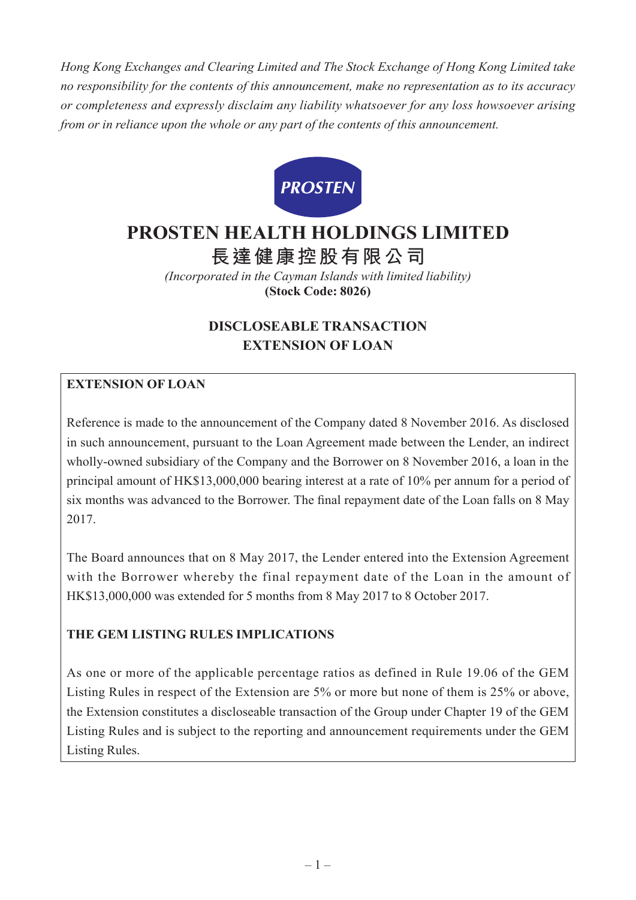*Hong Kong Exchanges and Clearing Limited and The Stock Exchange of Hong Kong Limited take no responsibility for the contents of this announcement, make no representation as to its accuracy or completeness and expressly disclaim any liability whatsoever for any loss howsoever arising from or in reliance upon the whole or any part of the contents of this announcement.*

PROSTEN

# PROSTEN HEALTH HOLDINGS LIMITED

# 長達健康控股有限公司

*(Incorporated in the Cayman Islands with limited liability)*

**(Stock Code: 8026)**

## DISCLOSEABLE TRANSACTION
## EXTENSION OF LOAN

**EXTENSION OF LOAN**

Reference is made to the announcement of the Company dated 8 November 2016. As disclosed in such announcement, pursuant to the Loan Agreement made between the Lender, an indirect wholly-owned subsidiary of the Company and the Borrower on 8 November 2016, a loan in the principal amount of HK$13,000,000 bearing interest at a rate of 10% per annum for a period of six months was advanced to the Borrower. The final repayment date of the Loan falls on 8 May 2017.

The Board announces that on 8 May 2017, the Lender entered into the Extension Agreement with the Borrower whereby the final repayment date of the Loan in the amount of HK$13,000,000 was extended for 5 months from 8 May 2017 to 8 October 2017.

**THE GEM LISTING RULES IMPLICATIONS**

As one or more of the applicable percentage ratios as defined in Rule 19.06 of the GEM Listing Rules in respect of the Extension are 5% or more but none of them is 25% or above, the Extension constitutes a discloseable transaction of the Group under Chapter 19 of the GEM Listing Rules and is subject to the reporting and announcement requirements under the GEM Listing Rules.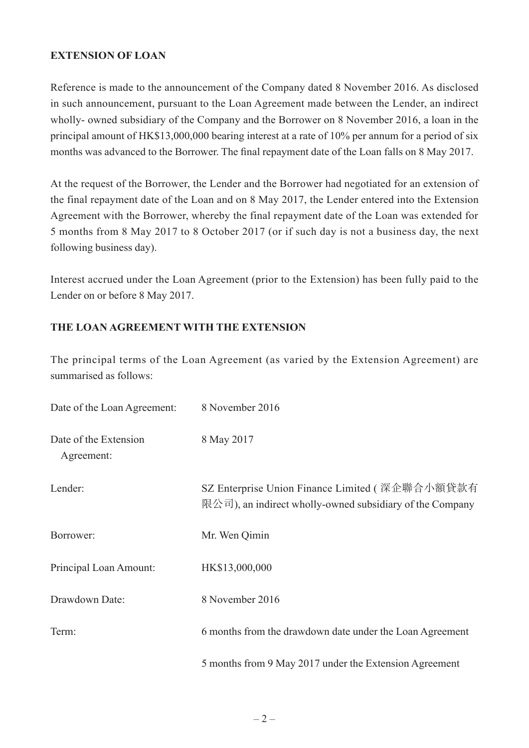**EXTENSION OF LOAN**

Reference is made to the announcement of the Company dated 8 November 2016. As disclosed in such announcement, pursuant to the Loan Agreement made between the Lender, an indirect wholly- owned subsidiary of the Company and the Borrower on 8 November 2016, a loan in the principal amount of HK$13,000,000 bearing interest at a rate of 10% per annum for a period of six months was advanced to the Borrower. The final repayment date of the Loan falls on 8 May 2017.

At the request of the Borrower, the Lender and the Borrower had negotiated for an extension of the final repayment date of the Loan and on 8 May 2017, the Lender entered into the Extension Agreement with the Borrower, whereby the final repayment date of the Loan was extended for 5 months from 8 May 2017 to 8 October 2017 (or if such day is not a business day, the next following business day).

Interest accrued under the Loan Agreement (prior to the Extension) has been fully paid to the Lender on or before 8 May 2017.

**THE LOAN AGREEMENT WITH THE EXTENSION**

The principal terms of the Loan Agreement (as varied by the Extension Agreement) are summarised as follows:

| | |
|---|---|
| Date of the Loan Agreement: | 8 November 2016 |
| Date of the Extension Agreement: | 8 May 2017 |
| Lender: | SZ Enterprise Union Finance Limited (深企聯合小額貸款有限公司), an indirect wholly-owned subsidiary of the Company |
| Borrower: | Mr. Wen Qimin |
| Principal Loan Amount: | HK$13,000,000 |
| Drawdown Date: | 8 November 2016 |
| Term: | 6 months from the drawdown date under the Loan Agreement<br><br>5 months from 9 May 2017 under the Extension Agreement |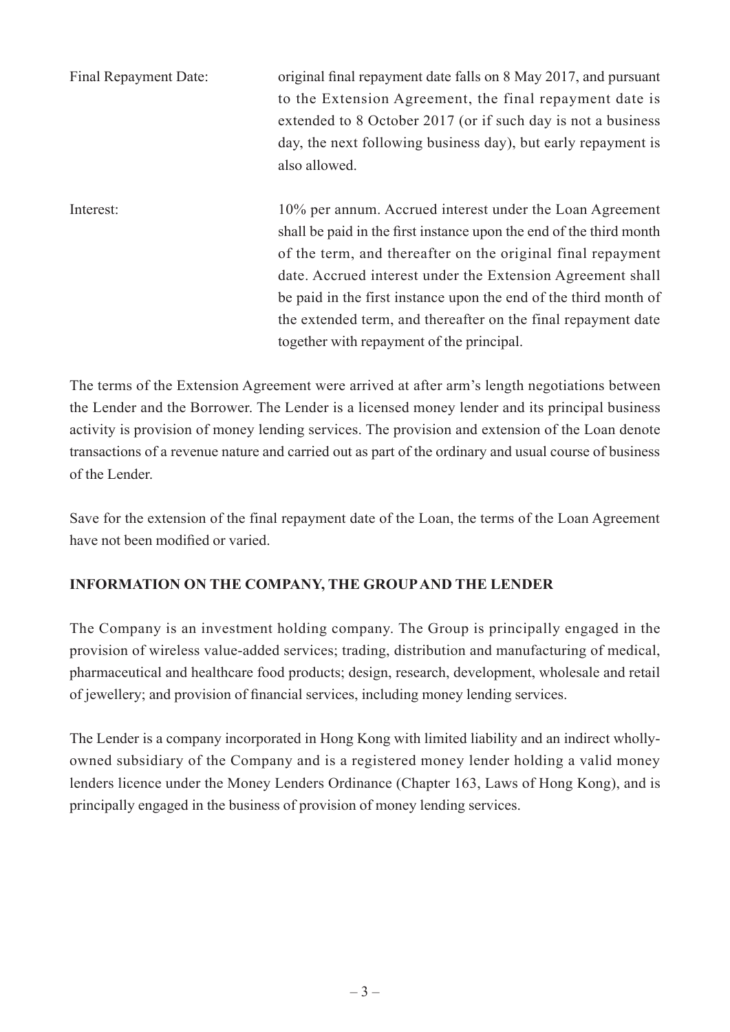| | |
|---|---|
| Final Repayment Date: | original final repayment date falls on 8 May 2017, and pursuant to the Extension Agreement, the final repayment date is extended to 8 October 2017 (or if such day is not a business day, the next following business day), but early repayment is also allowed. |
| Interest: | 10% per annum. Accrued interest under the Loan Agreement shall be paid in the first instance upon the end of the third month of the term, and thereafter on the original final repayment date. Accrued interest under the Extension Agreement shall be paid in the first instance upon the end of the third month of the extended term, and thereafter on the final repayment date together with repayment of the principal. |

The terms of the Extension Agreement were arrived at after arm's length negotiations between the Lender and the Borrower. The Lender is a licensed money lender and its principal business activity is provision of money lending services. The provision and extension of the Loan denote transactions of a revenue nature and carried out as part of the ordinary and usual course of business of the Lender.

Save for the extension of the final repayment date of the Loan, the terms of the Loan Agreement have not been modified or varied.

**INFORMATION ON THE COMPANY, THE GROUP AND THE LENDER**

The Company is an investment holding company. The Group is principally engaged in the provision of wireless value-added services; trading, distribution and manufacturing of medical, pharmaceutical and healthcare food products; design, research, development, wholesale and retail of jewellery; and provision of financial services, including money lending services.

The Lender is a company incorporated in Hong Kong with limited liability and an indirect wholly-owned subsidiary of the Company and is a registered money lender holding a valid money lenders licence under the Money Lenders Ordinance (Chapter 163, Laws of Hong Kong), and is principally engaged in the business of provision of money lending services.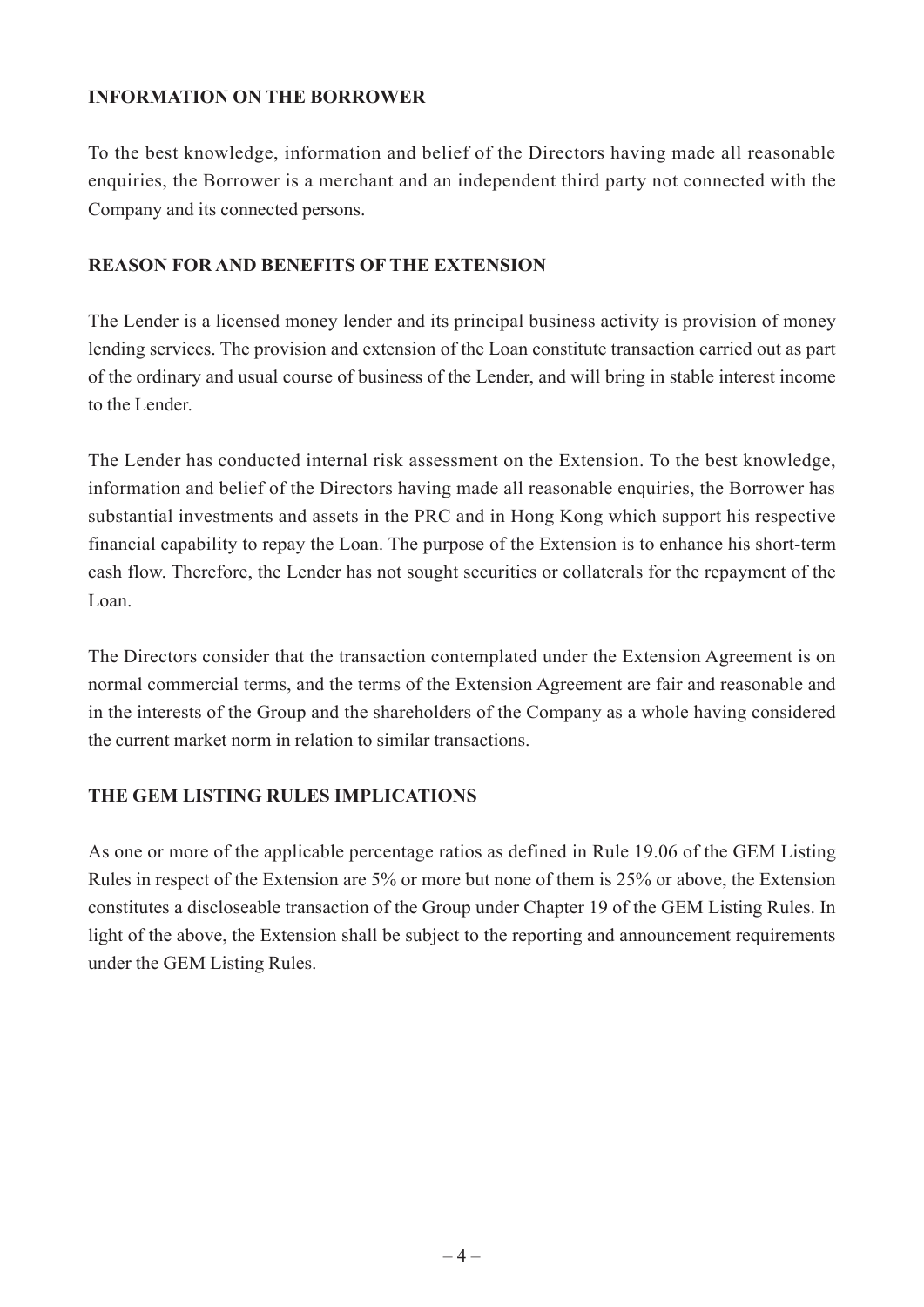## INFORMATION ON THE BORROWER

To the best knowledge, information and belief of the Directors having made all reasonable enquiries, the Borrower is a merchant and an independent third party not connected with the Company and its connected persons.

## REASON FOR AND BENEFITS OF THE EXTENSION

The Lender is a licensed money lender and its principal business activity is provision of money lending services. The provision and extension of the Loan constitute transaction carried out as part of the ordinary and usual course of business of the Lender, and will bring in stable interest income to the Lender.

The Lender has conducted internal risk assessment on the Extension. To the best knowledge, information and belief of the Directors having made all reasonable enquiries, the Borrower has substantial investments and assets in the PRC and in Hong Kong which support his respective financial capability to repay the Loan. The purpose of the Extension is to enhance his short-term cash flow. Therefore, the Lender has not sought securities or collaterals for the repayment of the Loan.

The Directors consider that the transaction contemplated under the Extension Agreement is on normal commercial terms, and the terms of the Extension Agreement are fair and reasonable and in the interests of the Group and the shareholders of the Company as a whole having considered the current market norm in relation to similar transactions.

## THE GEM LISTING RULES IMPLICATIONS

As one or more of the applicable percentage ratios as defined in Rule 19.06 of the GEM Listing Rules in respect of the Extension are 5% or more but none of them is 25% or above, the Extension constitutes a discloseable transaction of the Group under Chapter 19 of the GEM Listing Rules. In light of the above, the Extension shall be subject to the reporting and announcement requirements under the GEM Listing Rules.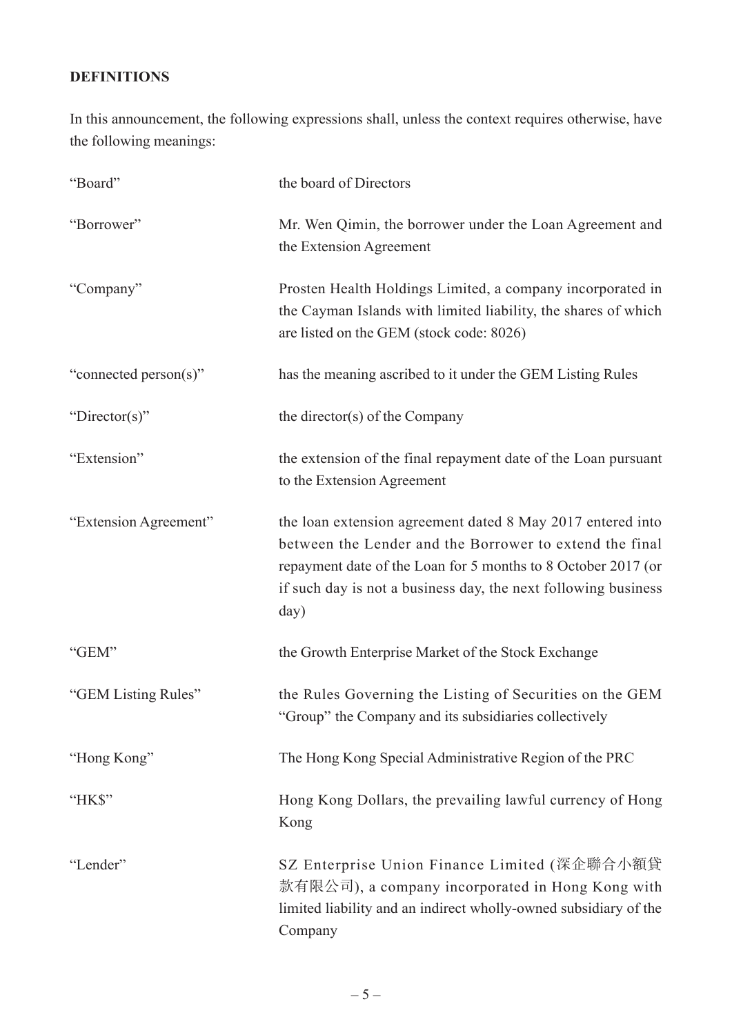## DEFINITIONS

In this announcement, the following expressions shall, unless the context requires otherwise, have the following meanings:

| | |
|---|---|
| "Board" | the board of Directors |
| "Borrower" | Mr. Wen Qimin, the borrower under the Loan Agreement and the Extension Agreement |
| "Company" | Prosten Health Holdings Limited, a company incorporated in the Cayman Islands with limited liability, the shares of which are listed on the GEM (stock code: 8026) |
| "connected person(s)" | has the meaning ascribed to it under the GEM Listing Rules |
| "Director(s)" | the director(s) of the Company |
| "Extension" | the extension of the final repayment date of the Loan pursuant to the Extension Agreement |
| "Extension Agreement" | the loan extension agreement dated 8 May 2017 entered into between the Lender and the Borrower to extend the final repayment date of the Loan for 5 months to 8 October 2017 (or if such day is not a business day, the next following business day) |
| "GEM" | the Growth Enterprise Market of the Stock Exchange |
| "GEM Listing Rules" | the Rules Governing the Listing of Securities on the GEM "Group" the Company and its subsidiaries collectively |
| "Hong Kong" | The Hong Kong Special Administrative Region of the PRC |
| "HK$" | Hong Kong Dollars, the prevailing lawful currency of Hong Kong |
| "Lender" | SZ Enterprise Union Finance Limited (深企聯合小額貸款有限公司), a company incorporated in Hong Kong with limited liability and an indirect wholly-owned subsidiary of the Company |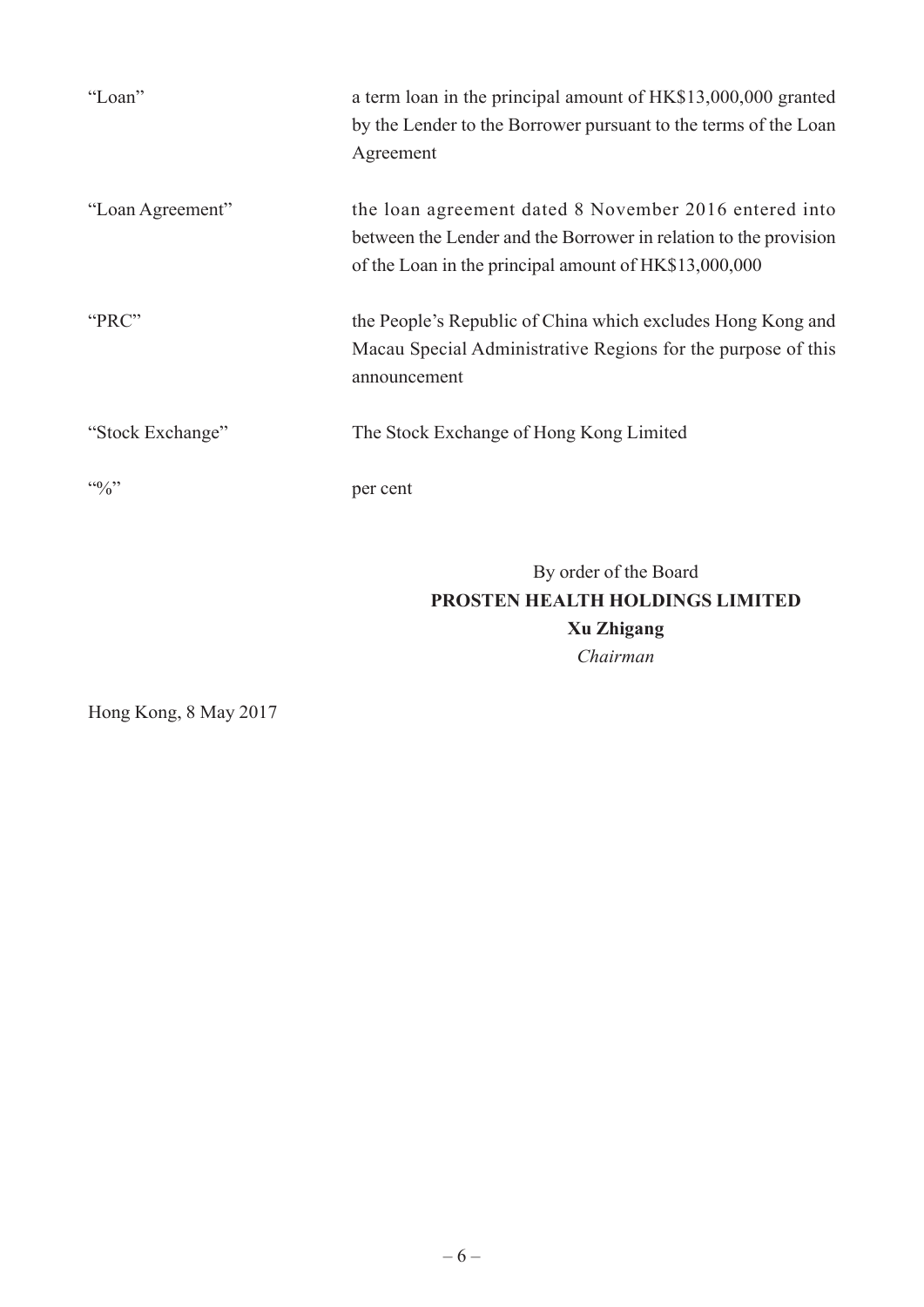| | |
|---|---|
| "Loan" | a term loan in the principal amount of HK$13,000,000 granted by the Lender to the Borrower pursuant to the terms of the Loan Agreement |
| "Loan Agreement" | the loan agreement dated 8 November 2016 entered into between the Lender and the Borrower in relation to the provision of the Loan in the principal amount of HK$13,000,000 |
| "PRC" | the People's Republic of China which excludes Hong Kong and Macau Special Administrative Regions for the purpose of this announcement |
| "Stock Exchange" | The Stock Exchange of Hong Kong Limited |
| "%" | per cent |

By order of the Board
**PROSTEN HEALTH HOLDINGS LIMITED**
**Xu Zhigang**
*Chairman*

Hong Kong, 8 May 2017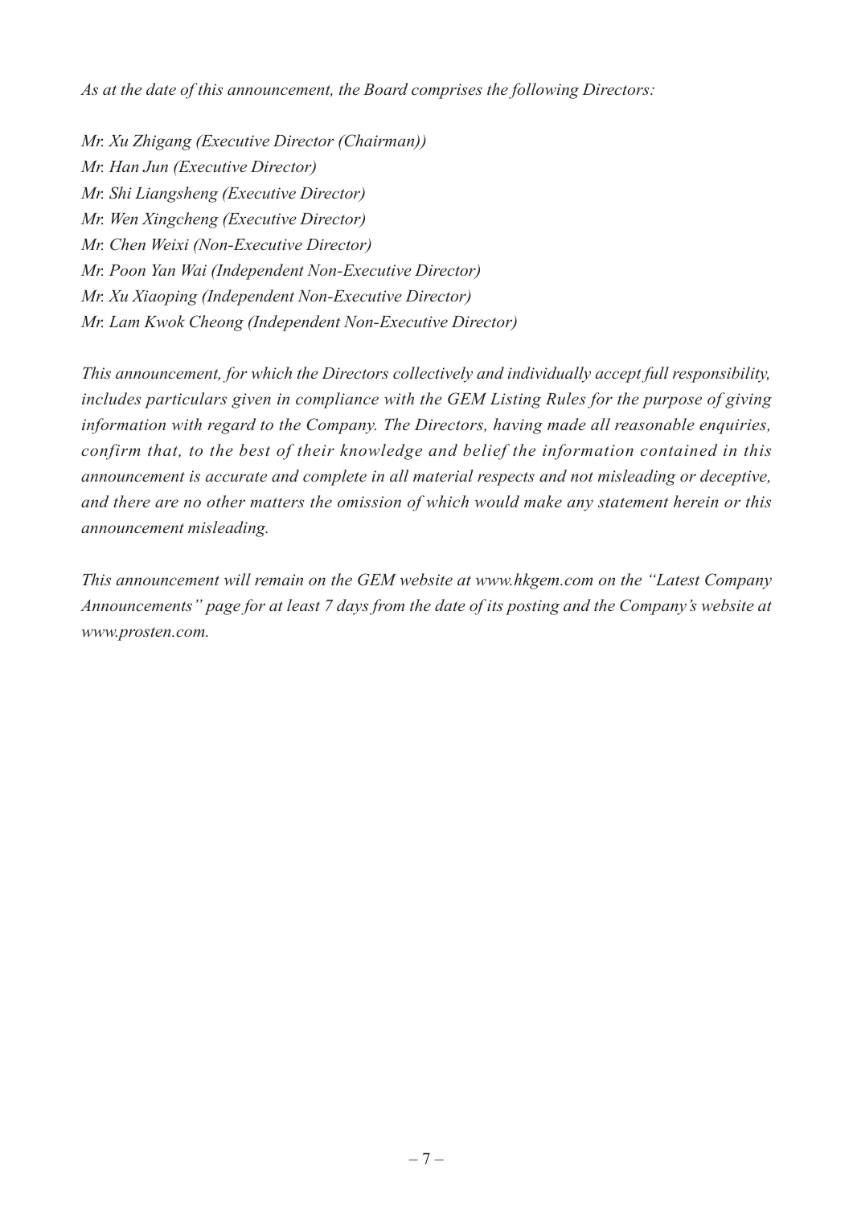*As at the date of this announcement, the Board comprises the following Directors:*

*Mr. Xu Zhigang (Executive Director (Chairman))*
*Mr. Han Jun (Executive Director)*
*Mr. Shi Liangsheng (Executive Director)*
*Mr. Wen Xingcheng (Executive Director)*
*Mr. Chen Weixi (Non-Executive Director)*
*Mr. Poon Yan Wai (Independent Non-Executive Director)*
*Mr. Xu Xiaoping (Independent Non-Executive Director)*
*Mr. Lam Kwok Cheong (Independent Non-Executive Director)*

*This announcement, for which the Directors collectively and individually accept full responsibility, includes particulars given in compliance with the GEM Listing Rules for the purpose of giving information with regard to the Company. The Directors, having made all reasonable enquiries, confirm that, to the best of their knowledge and belief the information contained in this announcement is accurate and complete in all material respects and not misleading or deceptive, and there are no other matters the omission of which would make any statement herein or this announcement misleading.*

*This announcement will remain on the GEM website at www.hkgem.com on the "Latest Company Announcements" page for at least 7 days from the date of its posting and the Company's website at www.prosten.com.*